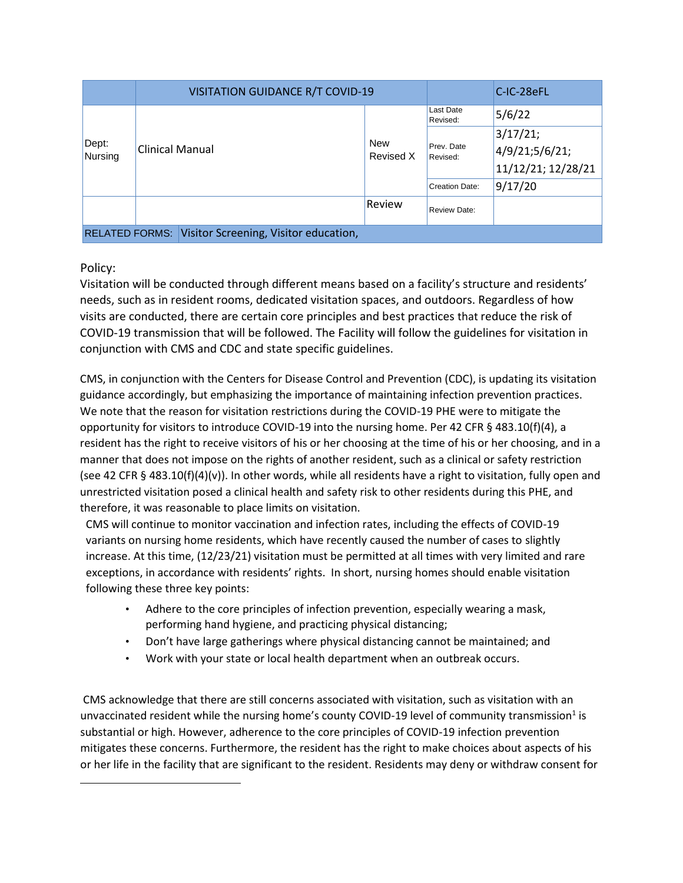| | VISITATION GUIDANCE R/T COVID-19 | | | C-IC-28eFL |
|---|---|---|---|---|
| Dept: Nursing | Clinical Manual | New Revised X | Last Date Revised: | 5/6/22 |
| | | | Prev. Date Revised: | 3/17/21; 4/9/21;5/6/21; 11/12/21; 12/28/21 |
| | | | Creation Date: | 9/17/20 |
| | | Review | Review Date: | |
| RELATED FORMS: | Visitor Screening, Visitor education, | | | |

Policy:

Visitation will be conducted through different means based on a facility's structure and residents' needs, such as in resident rooms, dedicated visitation spaces, and outdoors. Regardless of how visits are conducted, there are certain core principles and best practices that reduce the risk of COVID-19 transmission that will be followed. The Facility will follow the guidelines for visitation in conjunction with CMS and CDC and state specific guidelines.

CMS, in conjunction with the Centers for Disease Control and Prevention (CDC), is updating its visitation guidance accordingly, but emphasizing the importance of maintaining infection prevention practices. We note that the reason for visitation restrictions during the COVID-19 PHE were to mitigate the opportunity for visitors to introduce COVID-19 into the nursing home. Per 42 CFR § 483.10(f)(4), a resident has the right to receive visitors of his or her choosing at the time of his or her choosing, and in a manner that does not impose on the rights of another resident, such as a clinical or safety restriction (see 42 CFR § 483.10(f)(4)(v)). In other words, while all residents have a right to visitation, fully open and unrestricted visitation posed a clinical health and safety risk to other residents during this PHE, and therefore, it was reasonable to place limits on visitation.

CMS will continue to monitor vaccination and infection rates, including the effects of COVID-19 variants on nursing home residents, which have recently caused the number of cases to slightly increase. At this time, (12/23/21) visitation must be permitted at all times with very limited and rare exceptions, in accordance with residents' rights. In short, nursing homes should enable visitation following these three key points:

- Adhere to the core principles of infection prevention, especially wearing a mask, performing hand hygiene, and practicing physical distancing;
- Don't have large gatherings where physical distancing cannot be maintained; and
- Work with your state or local health department when an outbreak occurs.

CMS acknowledge that there are still concerns associated with visitation, such as visitation with an unvaccinated resident while the nursing home's county COVID-19 level of community transmission[1] is substantial or high. However, adherence to the core principles of COVID-19 infection prevention mitigates these concerns. Furthermore, the resident has the right to make choices about aspects of his or her life in the facility that are significant to the resident. Residents may deny or withdraw consent for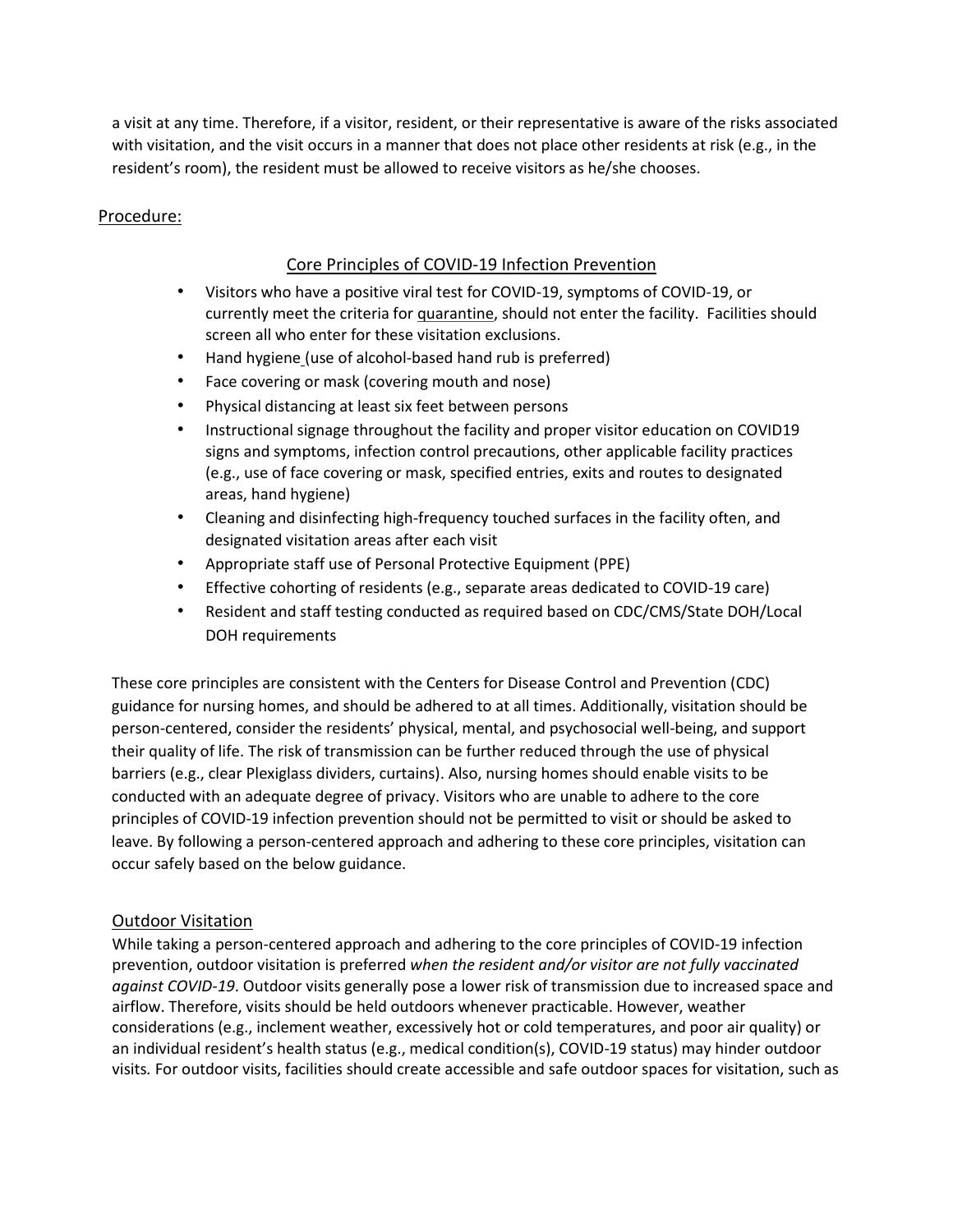a visit at any time. Therefore, if a visitor, resident, or their representative is aware of the risks associated with visitation, and the visit occurs in a manner that does not place other residents at risk (e.g., in the resident's room), the resident must be allowed to receive visitors as he/she chooses.

## Procedure:

### Core Principles of COVID-19 Infection Prevention

- Visitors who have a positive viral test for COVID-19, symptoms of COVID-19, or currently meet the criteria for quarantine, should not enter the facility. Facilities should screen all who enter for these visitation exclusions.
- Hand hygiene (use of alcohol-based hand rub is preferred)
- Face covering or mask (covering mouth and nose)
- Physical distancing at least six feet between persons
- Instructional signage throughout the facility and proper visitor education on COVID19 signs and symptoms, infection control precautions, other applicable facility practices (e.g., use of face covering or mask, specified entries, exits and routes to designated areas, hand hygiene)
- Cleaning and disinfecting high-frequency touched surfaces in the facility often, and designated visitation areas after each visit
- Appropriate staff use of Personal Protective Equipment (PPE)
- Effective cohorting of residents (e.g., separate areas dedicated to COVID-19 care)
- Resident and staff testing conducted as required based on CDC/CMS/State DOH/Local DOH requirements

These core principles are consistent with the Centers for Disease Control and Prevention (CDC) guidance for nursing homes, and should be adhered to at all times. Additionally, visitation should be person-centered, consider the residents' physical, mental, and psychosocial well-being, and support their quality of life. The risk of transmission can be further reduced through the use of physical barriers (e.g., clear Plexiglass dividers, curtains). Also, nursing homes should enable visits to be conducted with an adequate degree of privacy. Visitors who are unable to adhere to the core principles of COVID-19 infection prevention should not be permitted to visit or should be asked to leave. By following a person-centered approach and adhering to these core principles, visitation can occur safely based on the below guidance.

### Outdoor Visitation

While taking a person-centered approach and adhering to the core principles of COVID-19 infection prevention, outdoor visitation is preferred *when the resident and/or visitor are not fully vaccinated against COVID-19*. Outdoor visits generally pose a lower risk of transmission due to increased space and airflow. Therefore, visits should be held outdoors whenever practicable. However, weather considerations (e.g., inclement weather, excessively hot or cold temperatures, and poor air quality) or an individual resident's health status (e.g., medical condition(s), COVID-19 status) may hinder outdoor visits. For outdoor visits, facilities should create accessible and safe outdoor spaces for visitation, such as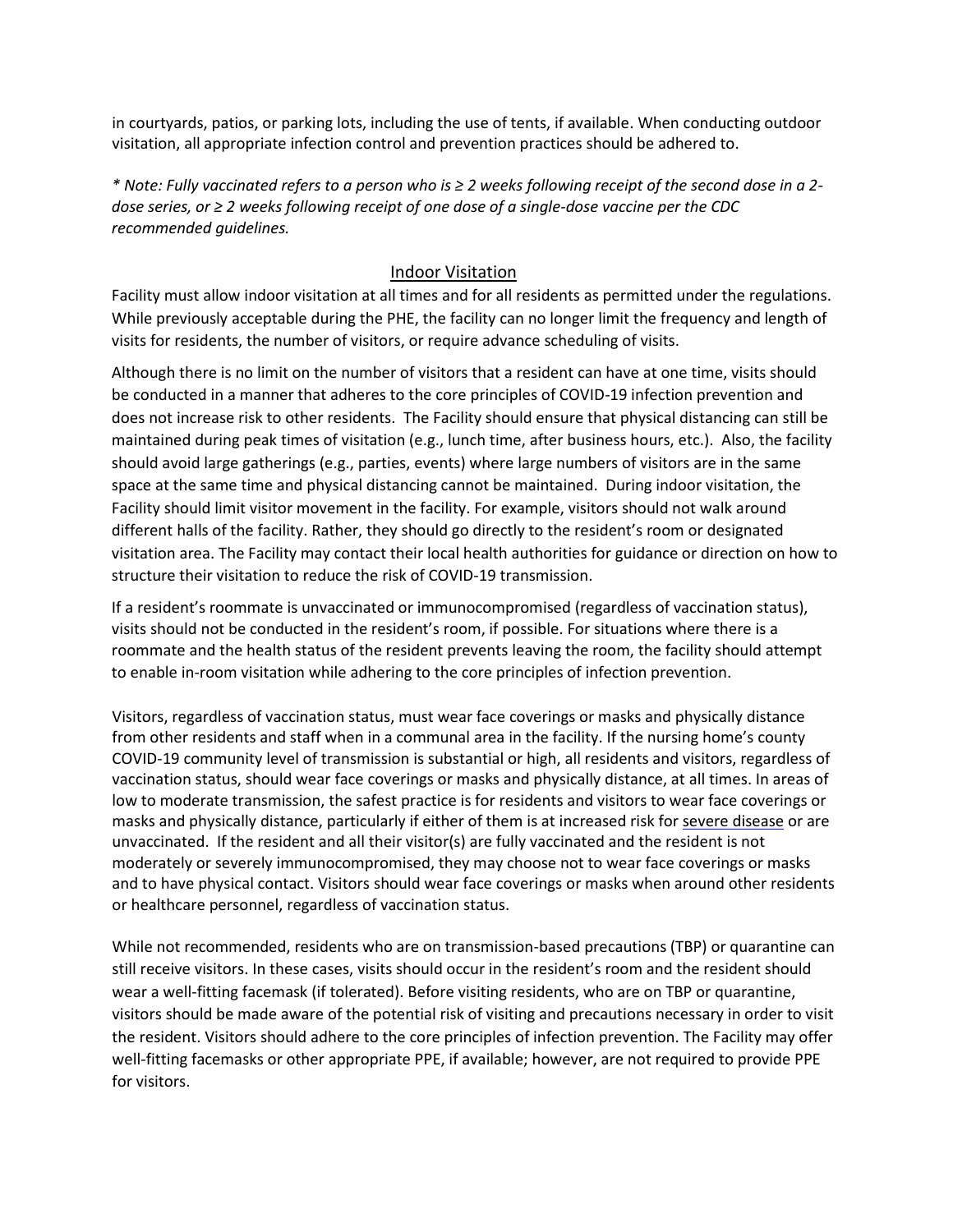in courtyards, patios, or parking lots, including the use of tents, if available. When conducting outdoor visitation, all appropriate infection control and prevention practices should be adhered to.

*\* Note: Fully vaccinated refers to a person who is ≥ 2 weeks following receipt of the second dose in a 2-dose series, or ≥ 2 weeks following receipt of one dose of a single-dose vaccine per the CDC recommended guidelines.*

## Indoor Visitation

Facility must allow indoor visitation at all times and for all residents as permitted under the regulations. While previously acceptable during the PHE, the facility can no longer limit the frequency and length of visits for residents, the number of visitors, or require advance scheduling of visits.

Although there is no limit on the number of visitors that a resident can have at one time, visits should be conducted in a manner that adheres to the core principles of COVID-19 infection prevention and does not increase risk to other residents. The Facility should ensure that physical distancing can still be maintained during peak times of visitation (e.g., lunch time, after business hours, etc.). Also, the facility should avoid large gatherings (e.g., parties, events) where large numbers of visitors are in the same space at the same time and physical distancing cannot be maintained. During indoor visitation, the Facility should limit visitor movement in the facility. For example, visitors should not walk around different halls of the facility. Rather, they should go directly to the resident's room or designated visitation area. The Facility may contact their local health authorities for guidance or direction on how to structure their visitation to reduce the risk of COVID-19 transmission.

If a resident's roommate is unvaccinated or immunocompromised (regardless of vaccination status), visits should not be conducted in the resident's room, if possible. For situations where there is a roommate and the health status of the resident prevents leaving the room, the facility should attempt to enable in-room visitation while adhering to the core principles of infection prevention.

Visitors, regardless of vaccination status, must wear face coverings or masks and physically distance from other residents and staff when in a communal area in the facility. If the nursing home's county COVID-19 community level of transmission is substantial or high, all residents and visitors, regardless of vaccination status, should wear face coverings or masks and physically distance, at all times. In areas of low to moderate transmission, the safest practice is for residents and visitors to wear face coverings or masks and physically distance, particularly if either of them is at increased risk for severe disease or are unvaccinated. If the resident and all their visitor(s) are fully vaccinated and the resident is not moderately or severely immunocompromised, they may choose not to wear face coverings or masks and to have physical contact. Visitors should wear face coverings or masks when around other residents or healthcare personnel, regardless of vaccination status.

While not recommended, residents who are on transmission-based precautions (TBP) or quarantine can still receive visitors. In these cases, visits should occur in the resident's room and the resident should wear a well-fitting facemask (if tolerated). Before visiting residents, who are on TBP or quarantine, visitors should be made aware of the potential risk of visiting and precautions necessary in order to visit the resident. Visitors should adhere to the core principles of infection prevention. The Facility may offer well-fitting facemasks or other appropriate PPE, if available; however, are not required to provide PPE for visitors.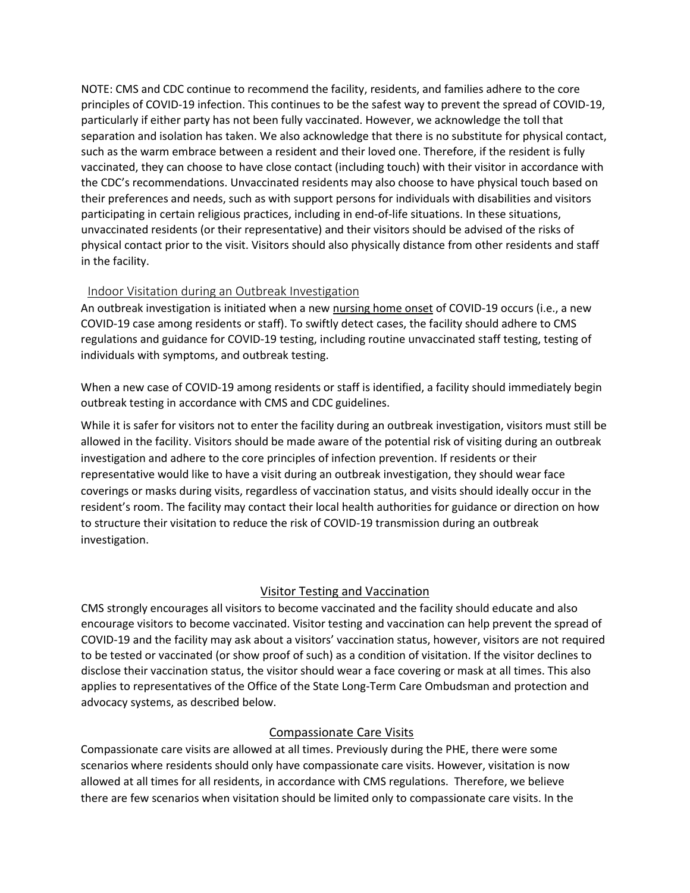NOTE: CMS and CDC continue to recommend the facility, residents, and families adhere to the core principles of COVID-19 infection. This continues to be the safest way to prevent the spread of COVID-19, particularly if either party has not been fully vaccinated. However, we acknowledge the toll that separation and isolation has taken. We also acknowledge that there is no substitute for physical contact, such as the warm embrace between a resident and their loved one. Therefore, if the resident is fully vaccinated, they can choose to have close contact (including touch) with their visitor in accordance with the CDC's recommendations. Unvaccinated residents may also choose to have physical touch based on their preferences and needs, such as with support persons for individuals with disabilities and visitors participating in certain religious practices, including in end-of-life situations. In these situations, unvaccinated residents (or their representative) and their visitors should be advised of the risks of physical contact prior to the visit. Visitors should also physically distance from other residents and staff in the facility.

### Indoor Visitation during an Outbreak Investigation

An outbreak investigation is initiated when a new nursing home onset of COVID-19 occurs (i.e., a new COVID-19 case among residents or staff). To swiftly detect cases, the facility should adhere to CMS regulations and guidance for COVID-19 testing, including routine unvaccinated staff testing, testing of individuals with symptoms, and outbreak testing.

When a new case of COVID-19 among residents or staff is identified, a facility should immediately begin outbreak testing in accordance with CMS and CDC guidelines.

While it is safer for visitors not to enter the facility during an outbreak investigation, visitors must still be allowed in the facility. Visitors should be made aware of the potential risk of visiting during an outbreak investigation and adhere to the core principles of infection prevention. If residents or their representative would like to have a visit during an outbreak investigation, they should wear face coverings or masks during visits, regardless of vaccination status, and visits should ideally occur in the resident's room. The facility may contact their local health authorities for guidance or direction on how to structure their visitation to reduce the risk of COVID-19 transmission during an outbreak investigation.

## Visitor Testing and Vaccination

CMS strongly encourages all visitors to become vaccinated and the facility should educate and also encourage visitors to become vaccinated. Visitor testing and vaccination can help prevent the spread of COVID-19 and the facility may ask about a visitors' vaccination status, however, visitors are not required to be tested or vaccinated (or show proof of such) as a condition of visitation. If the visitor declines to disclose their vaccination status, the visitor should wear a face covering or mask at all times. This also applies to representatives of the Office of the State Long-Term Care Ombudsman and protection and advocacy systems, as described below.

## Compassionate Care Visits

Compassionate care visits are allowed at all times. Previously during the PHE, there were some scenarios where residents should only have compassionate care visits. However, visitation is now allowed at all times for all residents, in accordance with CMS regulations. Therefore, we believe there are few scenarios when visitation should be limited only to compassionate care visits. In the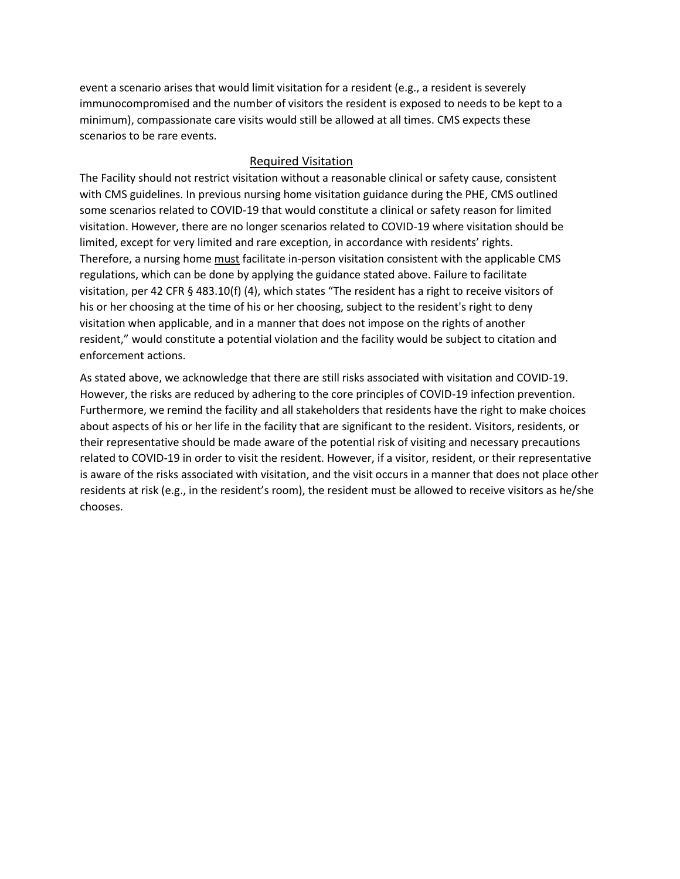event a scenario arises that would limit visitation for a resident (e.g., a resident is severely immunocompromised and the number of visitors the resident is exposed to needs to be kept to a minimum), compassionate care visits would still be allowed at all times. CMS expects these scenarios to be rare events.

## Required Visitation

The Facility should not restrict visitation without a reasonable clinical or safety cause, consistent with CMS guidelines. In previous nursing home visitation guidance during the PHE, CMS outlined some scenarios related to COVID-19 that would constitute a clinical or safety reason for limited visitation. However, there are no longer scenarios related to COVID-19 where visitation should be limited, except for very limited and rare exception, in accordance with residents' rights. Therefore, a nursing home <u>must</u> facilitate in-person visitation consistent with the applicable CMS regulations, which can be done by applying the guidance stated above. Failure to facilitate visitation, per 42 CFR § 483.10(f) (4), which states "The resident has a right to receive visitors of his or her choosing at the time of his or her choosing, subject to the resident's right to deny visitation when applicable, and in a manner that does not impose on the rights of another resident," would constitute a potential violation and the facility would be subject to citation and enforcement actions.

As stated above, we acknowledge that there are still risks associated with visitation and COVID-19. However, the risks are reduced by adhering to the core principles of COVID-19 infection prevention. Furthermore, we remind the facility and all stakeholders that residents have the right to make choices about aspects of his or her life in the facility that are significant to the resident. Visitors, residents, or their representative should be made aware of the potential risk of visiting and necessary precautions related to COVID-19 in order to visit the resident. However, if a visitor, resident, or their representative is aware of the risks associated with visitation, and the visit occurs in a manner that does not place other residents at risk (e.g., in the resident's room), the resident must be allowed to receive visitors as he/she chooses.